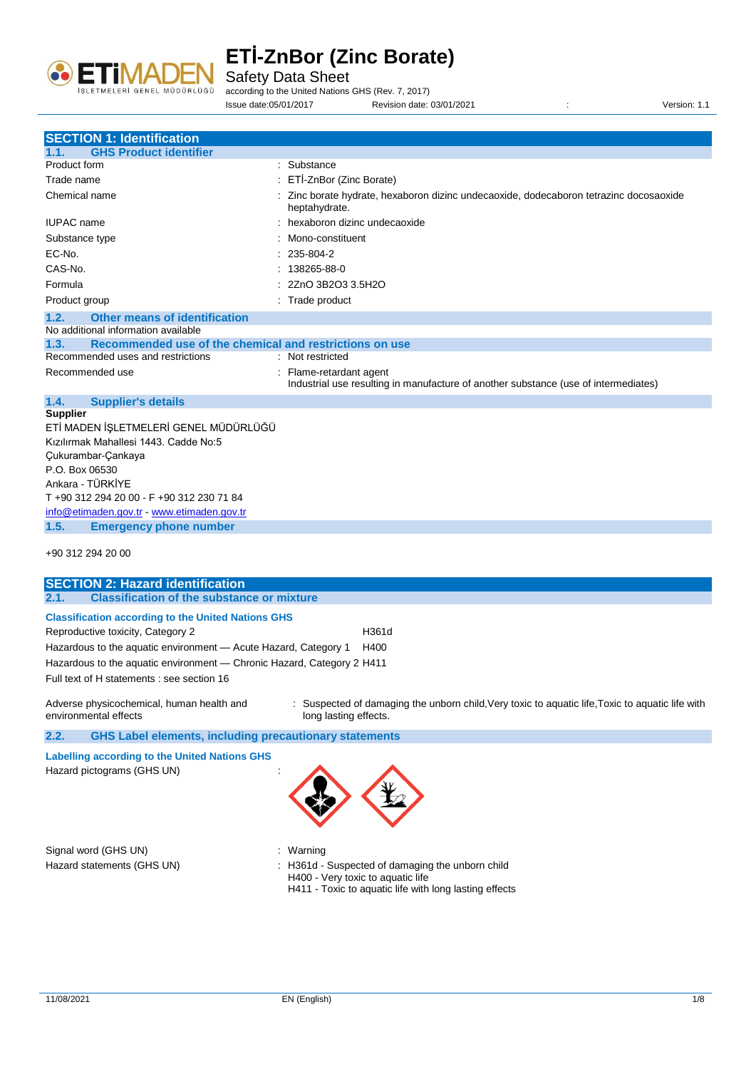# ETİ-ZnBor (Zinc Borate)

Safety Data Sheet

according to the United Nations GHS (Rev. 7, 2017)

Issue date:05/01/2017 Revision date: 03/01/2021 : Version: 1.1

## SECTION 1: Identification

### 1.1. GHS Product identifier

| | |
|---|---|
| Product form | : Substance |
| Trade name | : ETİ-ZnBor (Zinc Borate) |
| Chemical name | : Zinc borate hydrate, hexaboron dizinc undecaoxide, dodecaboron tetrazinc docosaoxide heptahydrate. |
| IUPAC name | : hexaboron dizinc undecaoxide |
| Substance type | : Mono-constituent |
| EC-No. | : 235-804-2 |
| CAS-No. | : 138265-88-0 |
| Formula | : 2ZnO 3B2O3 3.5H2O |
| Product group | : Trade product |

### 1.2. Other means of identification

No additional information available

### 1.3. Recommended use of the chemical and restrictions on use

| | |
|---|---|
| Recommended uses and restrictions | : Not restricted |
| Recommended use | : Flame-retardant agent<br>Industrial use resulting in manufacture of another substance (use of intermediates) |

### 1.4. Supplier's details

**Supplier**

ETİ MADEN İŞLETMELERİ GENEL MÜDÜRLÜĞÜ
Kızılırmak Mahallesi 1443. Cadde No:5
Çukurambar-Çankaya
P.O. Box 06530
Ankara - TÜRKİYE
T +90 312 294 20 00 - F +90 312 230 71 84
info@etimaden.gov.tr - www.etimaden.gov.tr

### 1.5. Emergency phone number

+90 312 294 20 00

## SECTION 2: Hazard identification

### 2.1. Classification of the substance or mixture

**Classification according to the United Nations GHS**

| | |
|---|---|
| Reproductive toxicity, Category 2 | H361d |
| Hazardous to the aquatic environment — Acute Hazard, Category 1 | H400 |
| Hazardous to the aquatic environment — Chronic Hazard, Category 2 | H411 |

Full text of H statements : see section 16

Adverse physicochemical, human health and environmental effects : Suspected of damaging the unborn child,Very toxic to aquatic life,Toxic to aquatic life with long lasting effects.

### 2.2. GHS Label elements, including precautionary statements

**Labelling according to the United Nations GHS**

Hazard pictograms (GHS UN) :

| | |
|---|---|
| Signal word (GHS UN) | : Warning |
| Hazard statements (GHS UN) | : H361d - Suspected of damaging the unborn child<br>H400 - Very toxic to aquatic life<br>H411 - Toxic to aquatic life with long lasting effects |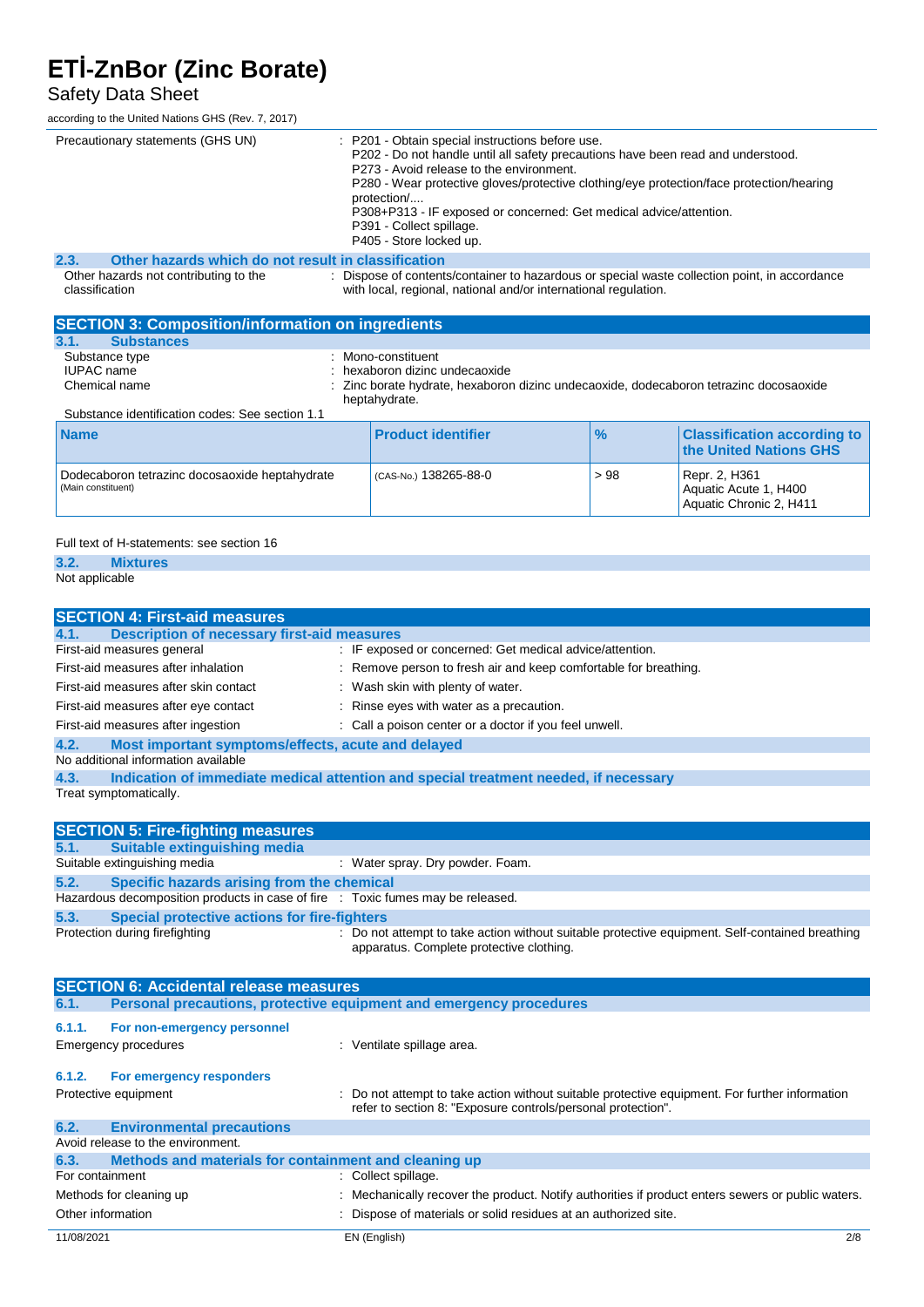Precautionary statements (GHS UN) : P201 - Obtain special instructions before use.
P202 - Do not handle until all safety precautions have been read and understood.
P273 - Avoid release to the environment.
P280 - Wear protective gloves/protective clothing/eye protection/face protection/hearing protection/....
P308+P313 - IF exposed or concerned: Get medical advice/attention.
P391 - Collect spillage.
P405 - Store locked up.

### 2.3. Other hazards which do not result in classification

Other hazards not contributing to the classification : Dispose of contents/container to hazardous or special waste collection point, in accordance with local, regional, national and/or international regulation.

## SECTION 3: Composition/information on ingredients

### 3.1. Substances

Substance type : Mono-constituent
IUPAC name : hexaboron dizinc undecaoxide
Chemical name : Zinc borate hydrate, hexaboron dizinc undecaoxide, dodecaboron tetrazinc docosaoxide heptahydrate.

Substance identification codes: See section 1.1

| Name | Product identifier | % | Classification according to the United Nations GHS |
|---|---|---|---|
| Dodecaboron tetrazinc docosaoxide heptahydrate (Main constituent) | (CAS-No.) 138265-88-0 | > 98 | Repr. 2, H361<br>Aquatic Acute 1, H400<br>Aquatic Chronic 2, H411 |

Full text of H-statements: see section 16

### 3.2. Mixtures

Not applicable

## SECTION 4: First-aid measures

### 4.1. Description of necessary first-aid measures

First-aid measures general : IF exposed or concerned: Get medical advice/attention.
First-aid measures after inhalation : Remove person to fresh air and keep comfortable for breathing.
First-aid measures after skin contact : Wash skin with plenty of water.
First-aid measures after eye contact : Rinse eyes with water as a precaution.
First-aid measures after ingestion : Call a poison center or a doctor if you feel unwell.

### 4.2. Most important symptoms/effects, acute and delayed

No additional information available

### 4.3. Indication of immediate medical attention and special treatment needed, if necessary

Treat symptomatically.

## SECTION 5: Fire-fighting measures

### 5.1. Suitable extinguishing media

Suitable extinguishing media : Water spray. Dry powder. Foam.

### 5.2. Specific hazards arising from the chemical

Hazardous decomposition products in case of fire : Toxic fumes may be released.

### 5.3. Special protective actions for fire-fighters

Protection during firefighting : Do not attempt to take action without suitable protective equipment. Self-contained breathing apparatus. Complete protective clothing.

## SECTION 6: Accidental release measures

### 6.1. Personal precautions, protective equipment and emergency procedures

#### 6.1.1. For non-emergency personnel

Emergency procedures : Ventilate spillage area.

#### 6.1.2. For emergency responders

Protective equipment : Do not attempt to take action without suitable protective equipment. For further information refer to section 8: "Exposure controls/personal protection".

### 6.2. Environmental precautions

Avoid release to the environment.

### 6.3. Methods and materials for containment and cleaning up

For containment : Collect spillage.
Methods for cleaning up : Mechanically recover the product. Notify authorities if product enters sewers or public waters.
Other information : Dispose of materials or solid residues at an authorized site.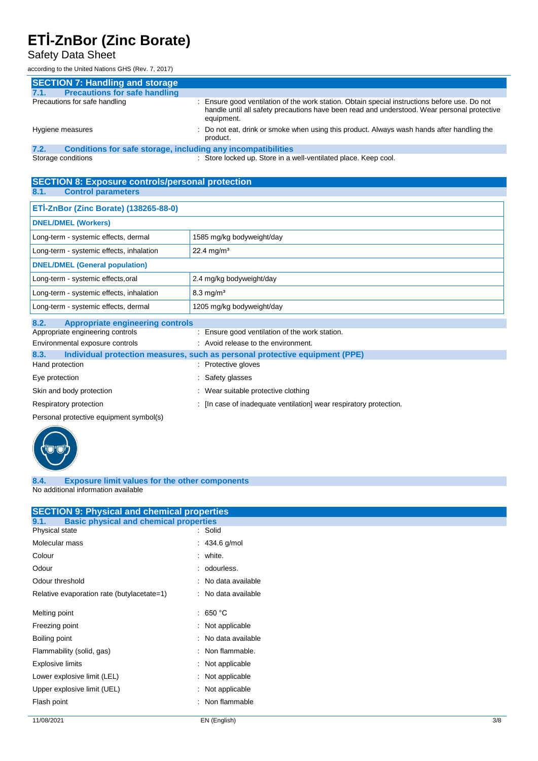## SECTION 7: Handling and storage

### 7.1. Precautions for safe handling

Precautions for safe handling : Ensure good ventilation of the work station. Obtain special instructions before use. Do not handle until all safety precautions have been read and understood. Wear personal protective equipment.

Hygiene measures : Do not eat, drink or smoke when using this product. Always wash hands after handling the product.

### 7.2. Conditions for safe storage, including any incompatibilities

Storage conditions : Store locked up. Store in a well-ventilated place. Keep cool.

## SECTION 8: Exposure controls/personal protection

### 8.1. Control parameters

| ETİ-ZnBor (Zinc Borate) (138265-88-0) | |
|---|---|
| **DNEL/DMEL (Workers)** | |
| Long-term - systemic effects, dermal | 1585 mg/kg bodyweight/day |
| Long-term - systemic effects, inhalation | 22.4 mg/m³ |
| **DNEL/DMEL (General population)** | |
| Long-term - systemic effects,oral | 2.4 mg/kg bodyweight/day |
| Long-term - systemic effects, inhalation | 8.3 mg/m³ |
| Long-term - systemic effects, dermal | 1205 mg/kg bodyweight/day |

### 8.2. Appropriate engineering controls

Appropriate engineering controls : Ensure good ventilation of the work station.

Environmental exposure controls : Avoid release to the environment.

### 8.3. Individual protection measures, such as personal protective equipment (PPE)

Hand protection : Protective gloves

Eye protection : Safety glasses

Skin and body protection : Wear suitable protective clothing

Respiratory protection : [In case of inadequate ventilation] wear respiratory protection.

Personal protective equipment symbol(s)

### 8.4. Exposure limit values for the other components

No additional information available

## SECTION 9: Physical and chemical properties

### 9.1. Basic physical and chemical properties

Physical state : Solid

Molecular mass : 434.6 g/mol

Colour : white.

Odour : odourless.

Odour threshold : No data available

Relative evaporation rate (butylacetate=1) : No data available

Melting point : 650 °C

Freezing point : Not applicable

Boiling point : No data available

Flammability (solid, gas) : Non flammable.

Explosive limits : Not applicable

Lower explosive limit (LEL) : Not applicable

Upper explosive limit (UEL) : Not applicable

Flash point : Non flammable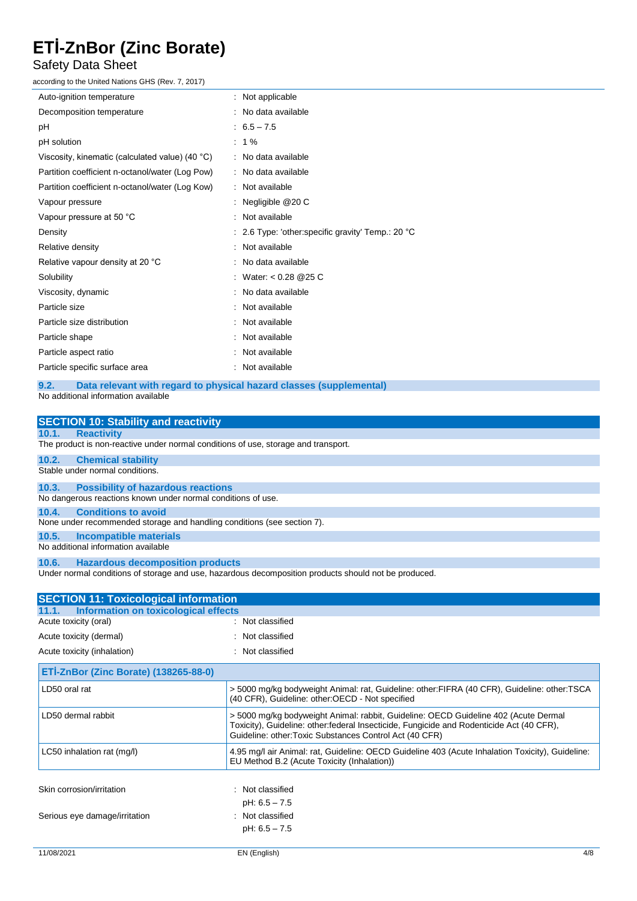| | |
|---|---|
| Auto-ignition temperature | : Not applicable |
| Decomposition temperature | : No data available |
| pH | : 6.5 – 7.5 |
| pH solution | : 1 % |
| Viscosity, kinematic (calculated value) (40 °C) | : No data available |
| Partition coefficient n-octanol/water (Log Pow) | : No data available |
| Partition coefficient n-octanol/water (Log Kow) | : Not available |
| Vapour pressure | : Negligible @20 C |
| Vapour pressure at 50 °C | : Not available |
| Density | : 2.6 Type: 'other:specific gravity' Temp.: 20 °C |
| Relative density | : Not available |
| Relative vapour density at 20 °C | : No data available |
| Solubility | : Water: < 0.28 @25 C |
| Viscosity, dynamic | : No data available |
| Particle size | : Not available |
| Particle size distribution | : Not available |
| Particle shape | : Not available |
| Particle aspect ratio | : Not available |
| Particle specific surface area | : Not available |

### 9.2. Data relevant with regard to physical hazard classes (supplemental)

No additional information available

## SECTION 10: Stability and reactivity

### 10.1. Reactivity

The product is non-reactive under normal conditions of use, storage and transport.

### 10.2. Chemical stability

Stable under normal conditions.

### 10.3. Possibility of hazardous reactions

No dangerous reactions known under normal conditions of use.

### 10.4. Conditions to avoid

None under recommended storage and handling conditions (see section 7).

### 10.5. Incompatible materials

No additional information available

### 10.6. Hazardous decomposition products

Under normal conditions of storage and use, hazardous decomposition products should not be produced.

## SECTION 11: Toxicological information

### 11.1. Information on toxicological effects

| | |
|---|---|
| Acute toxicity (oral) | : Not classified |
| Acute toxicity (dermal) | : Not classified |
| Acute toxicity (inhalation) | : Not classified |

| ETİ-ZnBor (Zinc Borate) (138265-88-0) | |
|---|---|
| LD50 oral rat | > 5000 mg/kg bodyweight Animal: rat, Guideline: other:FIFRA (40 CFR), Guideline: other:TSCA (40 CFR), Guideline: other:OECD - Not specified |
| LD50 dermal rabbit | > 5000 mg/kg bodyweight Animal: rabbit, Guideline: OECD Guideline 402 (Acute Dermal Toxicity), Guideline: other:federal Insecticide, Fungicide and Rodenticide Act (40 CFR), Guideline: other:Toxic Substances Control Act (40 CFR) |
| LC50 inhalation rat (mg/l) | 4.95 mg/l air Animal: rat, Guideline: OECD Guideline 403 (Acute Inhalation Toxicity), Guideline: EU Method B.2 (Acute Toxicity (Inhalation)) |

| | |
|---|---|
| Skin corrosion/irritation | : Not classified<br>pH: 6.5 – 7.5 |
| Serious eye damage/irritation | : Not classified<br>pH: 6.5 – 7.5 |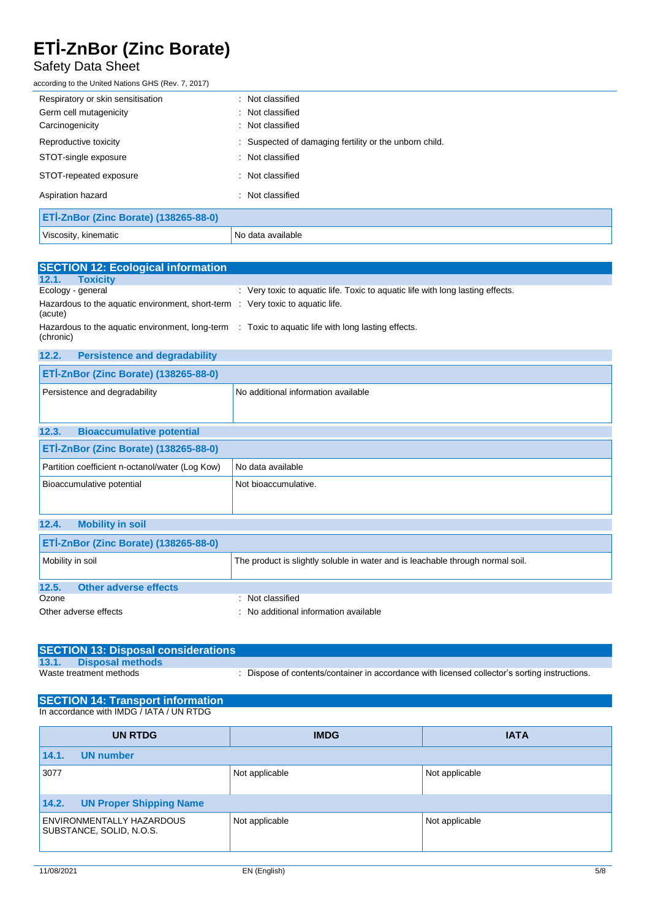| | |
|---|---|
| Respiratory or skin sensitisation | : Not classified |
| Germ cell mutagenicity | : Not classified |
| Carcinogenicity | : Not classified |
| Reproductive toxicity | : Suspected of damaging fertility or the unborn child. |
| STOT-single exposure | : Not classified |
| STOT-repeated exposure | : Not classified |
| Aspiration hazard | : Not classified |

| ETİ-ZnBor (Zinc Borate) (138265-88-0) | |
|---|---|
| Viscosity, kinematic | No data available |

## SECTION 12: Ecological information

### 12.1. Toxicity

| | |
|---|---|
| Ecology - general | : Very toxic to aquatic life. Toxic to aquatic life with long lasting effects. |
| Hazardous to the aquatic environment, short-term (acute) | : Very toxic to aquatic life. |
| Hazardous to the aquatic environment, long-term (chronic) | : Toxic to aquatic life with long lasting effects. |

### 12.2. Persistence and degradability

| ETİ-ZnBor (Zinc Borate) (138265-88-0) | |
|---|---|
| Persistence and degradability | No additional information available |

### 12.3. Bioaccumulative potential

| ETİ-ZnBor (Zinc Borate) (138265-88-0) | |
|---|---|
| Partition coefficient n-octanol/water (Log Kow) | No data available |
| Bioaccumulative potential | Not bioaccumulative. |

### 12.4. Mobility in soil

| ETİ-ZnBor (Zinc Borate) (138265-88-0) | |
|---|---|
| Mobility in soil | The product is slightly soluble in water and is leachable through normal soil. |

### 12.5. Other adverse effects

| | |
|---|---|
| Ozone | : Not classified |
| Other adverse effects | : No additional information available |

## SECTION 13: Disposal considerations

### 13.1. Disposal methods

| | |
|---|---|
| Waste treatment methods | : Dispose of contents/container in accordance with licensed collector's sorting instructions. |

## SECTION 14: Transport information

In accordance with IMDG / IATA / UN RTDG

| UN RTDG | IMDG | IATA |
|---|---|---|
| **14.1. UN number** | | |
| 3077 | Not applicable | Not applicable |
| **14.2. UN Proper Shipping Name** | | |
| ENVIRONMENTALLY HAZARDOUS SUBSTANCE, SOLID, N.O.S. | Not applicable | Not applicable |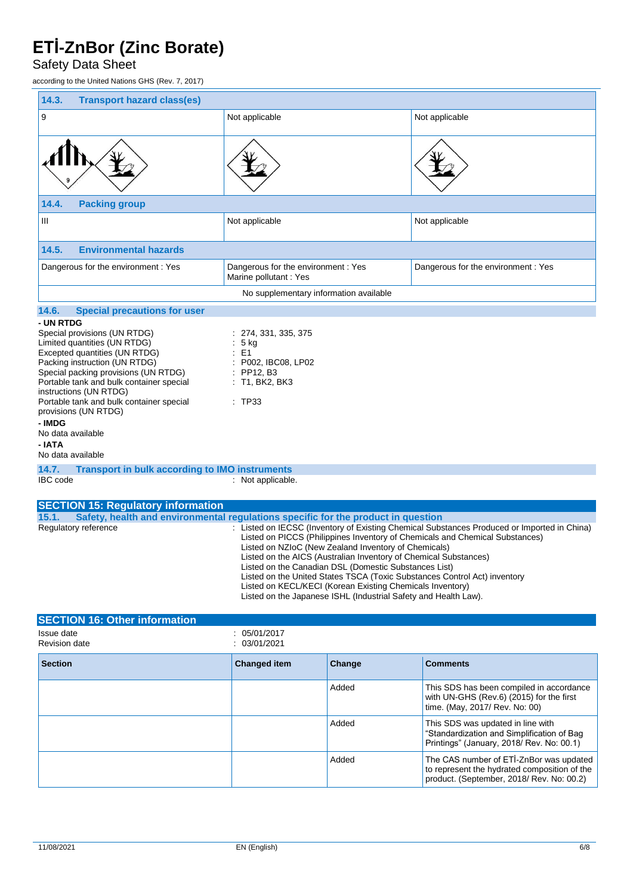# ETİ-ZnBor (Zinc Borate)

Safety Data Sheet

according to the United Nations GHS (Rev. 7, 2017)

### 14.3. Transport hazard class(es)

| | | |
|---|---|---|
| 9 | Not applicable | Not applicable |
| | | |

### 14.4. Packing group

| | | |
|---|---|---|
| III | Not applicable | Not applicable |

### 14.5. Environmental hazards

| | | |
|---|---|---|
| Dangerous for the environment : Yes | Dangerous for the environment : Yes<br>Marine pollutant : Yes | Dangerous for the environment : Yes |
| No supplementary information available | | |

### 14.6. Special precautions for user

**- UN RTDG**

Special provisions (UN RTDG) : 274, 331, 335, 375

Limited quantities (UN RTDG) : 5 kg

Excepted quantities (UN RTDG) : E1

Packing instruction (UN RTDG) : P002, IBC08, LP02

Special packing provisions (UN RTDG) : PP12, B3

Portable tank and bulk container special instructions (UN RTDG) : T1, BK2, BK3

Portable tank and bulk container special provisions (UN RTDG) : TP33

**- IMDG**

No data available

**- IATA**

No data available

### 14.7. Transport in bulk according to IMO instruments

IBC code : Not applicable.

## SECTION 15: Regulatory information

### 15.1. Safety, health and environmental regulations specific for the product in question

Regulatory reference :
Listed on IECSC (Inventory of Existing Chemical Substances Produced or Imported in China)
Listed on PICCS (Philippines Inventory of Chemicals and Chemical Substances)
Listed on NZIoC (New Zealand Inventory of Chemicals)
Listed on the AICS (Australian Inventory of Chemical Substances)
Listed on the Canadian DSL (Domestic Substances List)
Listed on the United States TSCA (Toxic Substances Control Act) inventory
Listed on KECL/KECI (Korean Existing Chemicals Inventory)
Listed on the Japanese ISHL (Industrial Safety and Health Law).

## SECTION 16: Other information

Issue date : 05/01/2017

Revision date : 03/01/2021

| Section | Changed item | Change | Comments |
|---|---|---|---|
| | | Added | This SDS has been compiled in accordance with UN-GHS (Rev.6) (2015) for the first time. (May, 2017/ Rev. No: 00) |
| | | Added | This SDS was updated in line with "Standardization and Simplification of Bag Printings" (January, 2018/ Rev. No: 00.1) |
| | | Added | The CAS number of ETİ-ZnBor was updated to represent the hydrated composition of the product. (September, 2018/ Rev. No: 00.2) |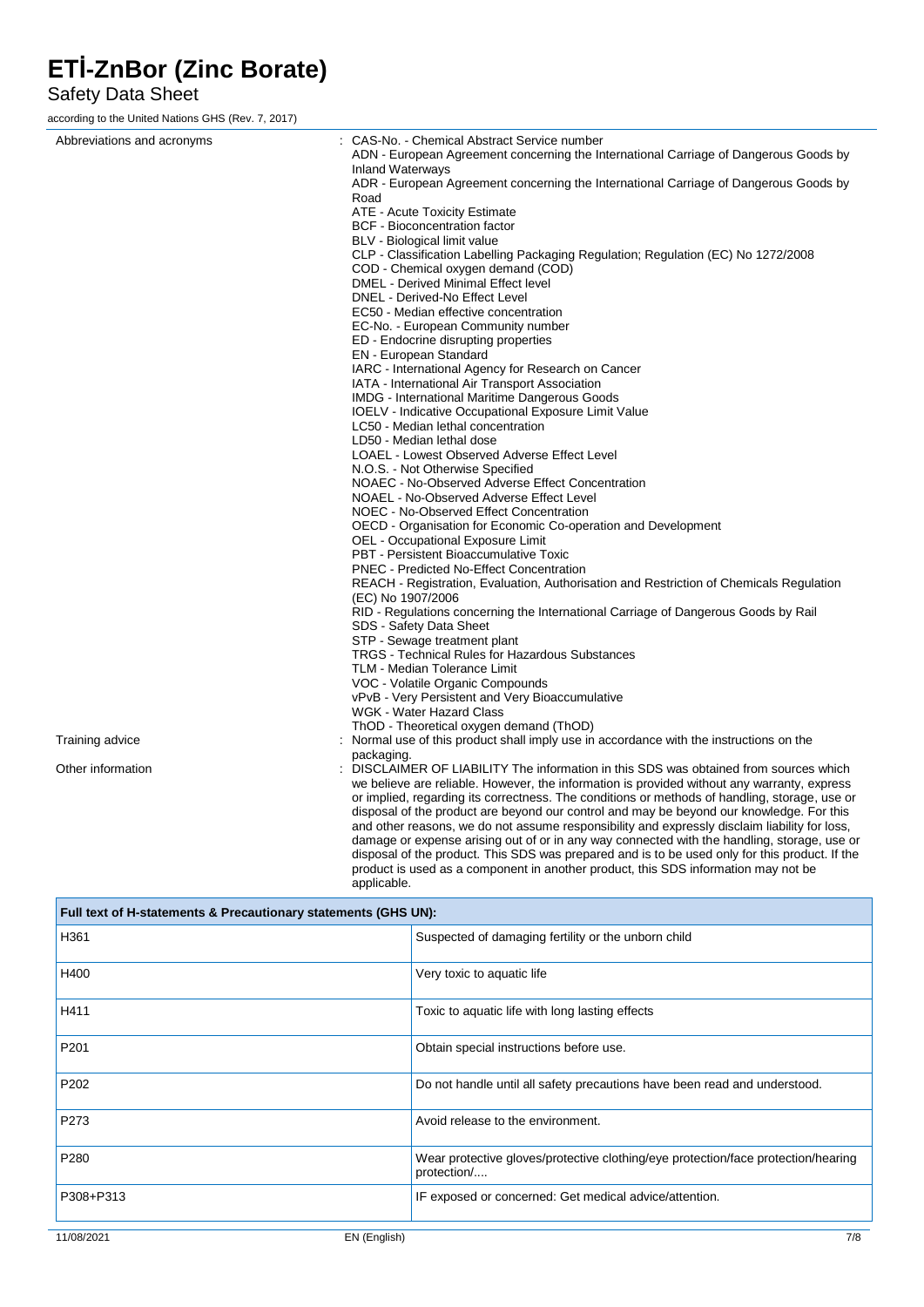Abbreviations and acronyms : CAS-No. - Chemical Abstract Service number
ADN - European Agreement concerning the International Carriage of Dangerous Goods by Inland Waterways
ADR - European Agreement concerning the International Carriage of Dangerous Goods by Road
ATE - Acute Toxicity Estimate
BCF - Bioconcentration factor
BLV - Biological limit value
CLP - Classification Labelling Packaging Regulation; Regulation (EC) No 1272/2008
COD - Chemical oxygen demand (COD)
DMEL - Derived Minimal Effect level
DNEL - Derived-No Effect Level
EC50 - Median effective concentration
EC-No. - European Community number
ED - Endocrine disrupting properties
EN - European Standard
IARC - International Agency for Research on Cancer
IATA - International Air Transport Association
IMDG - International Maritime Dangerous Goods
IOELV - Indicative Occupational Exposure Limit Value
LC50 - Median lethal concentration
LD50 - Median lethal dose
LOAEL - Lowest Observed Adverse Effect Level
N.O.S. - Not Otherwise Specified
NOAEC - No-Observed Adverse Effect Concentration
NOAEL - No-Observed Adverse Effect Level
NOEC - No-Observed Effect Concentration
OECD - Organisation for Economic Co-operation and Development
OEL - Occupational Exposure Limit
PBT - Persistent Bioaccumulative Toxic
PNEC - Predicted No-Effect Concentration
REACH - Registration, Evaluation, Authorisation and Restriction of Chemicals Regulation (EC) No 1907/2006
RID - Regulations concerning the International Carriage of Dangerous Goods by Rail
SDS - Safety Data Sheet
STP - Sewage treatment plant
TRGS - Technical Rules for Hazardous Substances
TLM - Median Tolerance Limit
VOC - Volatile Organic Compounds
vPvB - Very Persistent and Very Bioaccumulative
WGK - Water Hazard Class
ThOD - Theoretical oxygen demand (ThOD)

Training advice : Normal use of this product shall imply use in accordance with the instructions on the packaging.

Other information : DISCLAIMER OF LIABILITY The information in this SDS was obtained from sources which we believe are reliable. However, the information is provided without any warranty, express or implied, regarding its correctness. The conditions or methods of handling, storage, use or disposal of the product are beyond our control and may be beyond our knowledge. For this and other reasons, we do not assume responsibility and expressly disclaim liability for loss, damage or expense arising out of or in any way connected with the handling, storage, use or disposal of the product. This SDS was prepared and is to be used only for this product. If the product is used as a component in another product, this SDS information may not be applicable.

| Full text of H-statements & Precautionary statements (GHS UN): | |
|---|---|
| H361 | Suspected of damaging fertility or the unborn child |
| H400 | Very toxic to aquatic life |
| H411 | Toxic to aquatic life with long lasting effects |
| P201 | Obtain special instructions before use. |
| P202 | Do not handle until all safety precautions have been read and understood. |
| P273 | Avoid release to the environment. |
| P280 | Wear protective gloves/protective clothing/eye protection/face protection/hearing protection/.... |
| P308+P313 | IF exposed or concerned: Get medical advice/attention. |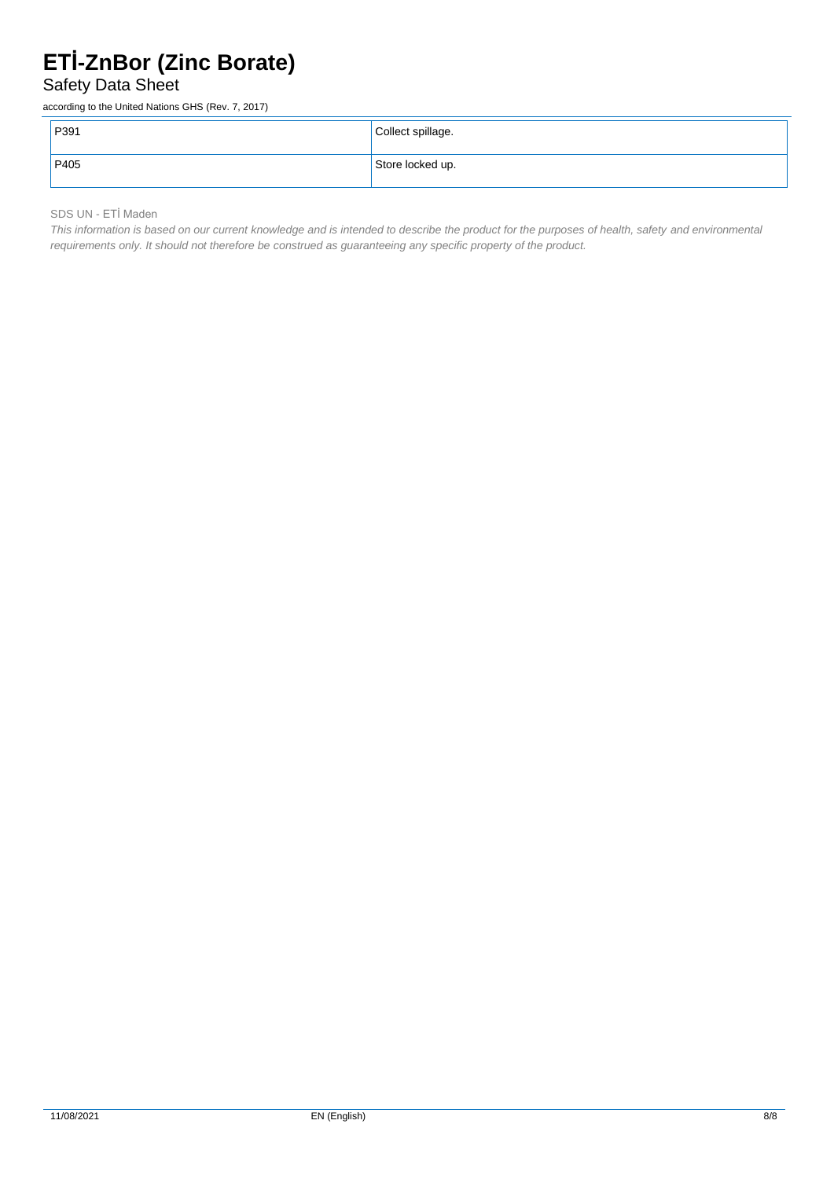| | |
|---|---|
| P391 | Collect spillage. |
| P405 | Store locked up. |

SDS UN - ETİ Maden

*This information is based on our current knowledge and is intended to describe the product for the purposes of health, safety and environmental requirements only. It should not therefore be construed as guaranteeing any specific property of the product.*